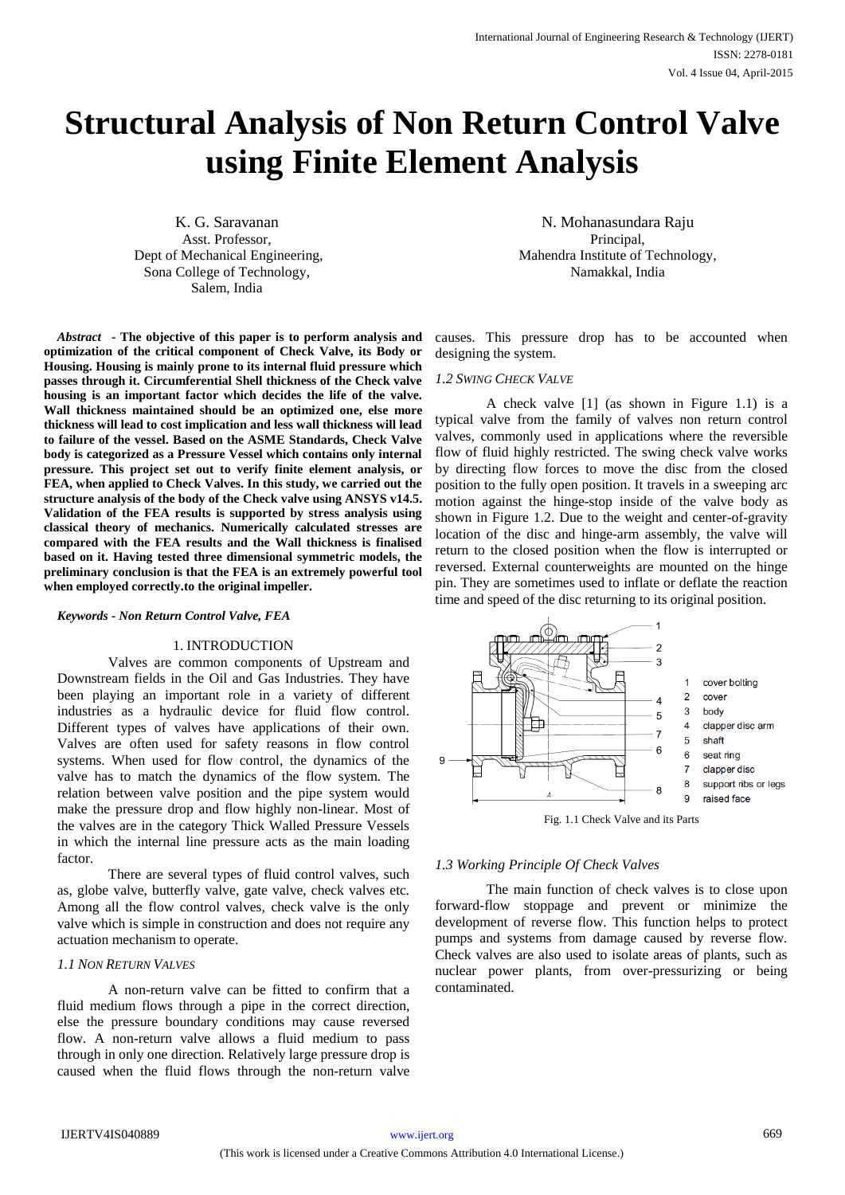# Structural Analysis of Non Return Control Valve using Finite Element Analysis

K. G. Saravanan
Asst. Professor,
Dept of Mechanical Engineering,
Sona College of Technology,
Salem, India

N. Mohanasundara Raju
Principal,
Mahendra Institute of Technology,
Namakkal, India

***Abstract*** **- The objective of this paper is to perform analysis and optimization of the critical component of Check Valve, its Body or Housing. Housing is mainly prone to its internal fluid pressure which passes through it. Circumferential Shell thickness of the Check valve housing is an important factor which decides the life of the valve. Wall thickness maintained should be an optimized one, else more thickness will lead to cost implication and less wall thickness will lead to failure of the vessel. Based on the ASME Standards, Check Valve body is categorized as a Pressure Vessel which contains only internal pressure. This project set out to verify finite element analysis, or FEA, when applied to Check Valves. In this study, we carried out the structure analysis of the body of the Check valve using ANSYS v14.5. Validation of the FEA results is supported by stress analysis using classical theory of mechanics. Numerically calculated stresses are compared with the FEA results and the Wall thickness is finalised based on it. Having tested three dimensional symmetric models, the preliminary conclusion is that the FEA is an extremely powerful tool when employed correctly.to the original impeller.**

***Keywords - Non Return Control Valve, FEA***

## 1. INTRODUCTION

Valves are common components of Upstream and Downstream fields in the Oil and Gas Industries. They have been playing an important role in a variety of different industries as a hydraulic device for fluid flow control. Different types of valves have applications of their own. Valves are often used for safety reasons in flow control systems. When used for flow control, the dynamics of the valve has to match the dynamics of the flow system. The relation between valve position and the pipe system would make the pressure drop and flow highly non-linear. Most of the valves are in the category Thick Walled Pressure Vessels in which the internal line pressure acts as the main loading factor.

There are several types of fluid control valves, such as, globe valve, butterfly valve, gate valve, check valves etc. Among all the flow control valves, check valve is the only valve which is simple in construction and does not require any actuation mechanism to operate.

### *1.1 Non Return Valves*

A non-return valve can be fitted to confirm that a fluid medium flows through a pipe in the correct direction, else the pressure boundary conditions may cause reversed flow. A non-return valve allows a fluid medium to pass through in only one direction. Relatively large pressure drop is caused when the fluid flows through the non-return valve causes. This pressure drop has to be accounted when designing the system.

### *1.2 Swing Check Valve*

A check valve [1] (as shown in Figure 1.1) is a typical valve from the family of valves non return control valves, commonly used in applications where the reversible flow of fluid highly restricted. The swing check valve works by directing flow forces to move the disc from the closed position to the fully open position. It travels in a sweeping arc motion against the hinge-stop inside of the valve body as shown in Figure 1.2. Due to the weight and center-of-gravity location of the disc and hinge-arm assembly, the valve will return to the closed position when the flow is interrupted or reversed. External counterweights are mounted on the hinge pin. They are sometimes used to inflate or deflate the reaction time and speed of the disc returning to its original position.

1 cover bolting
2 cover
3 body
4 clapper disc arm
5 shaft
6 seat ring
7 clapper disc
8 support ribs or legs
9 raised face

Fig. 1.1 Check Valve and its Parts

### *1.3 Working Principle Of Check Valves*

The main function of check valves is to close upon forward-flow stoppage and prevent or minimize the development of reverse flow. This function helps to protect pumps and systems from damage caused by reverse flow. Check valves are also used to isolate areas of plants, such as nuclear power plants, from over-pressurizing or being contaminated.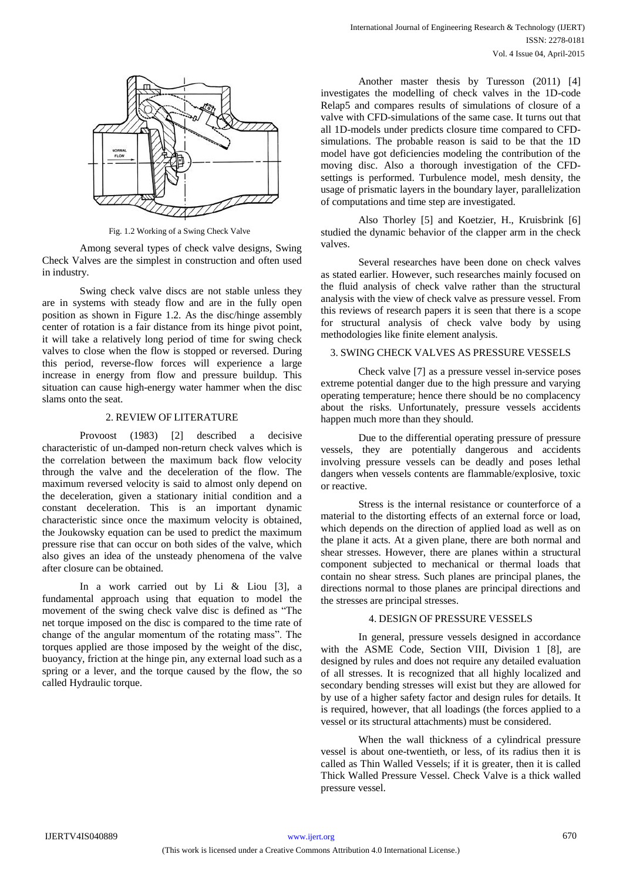Fig. 1.2 Working of a Swing Check Valve

Among several types of check valve designs, Swing Check Valves are the simplest in construction and often used in industry.

Swing check valve discs are not stable unless they are in systems with steady flow and are in the fully open position as shown in Figure 1.2. As the disc/hinge assembly center of rotation is a fair distance from its hinge pivot point, it will take a relatively long period of time for swing check valves to close when the flow is stopped or reversed. During this period, reverse-flow forces will experience a large increase in energy from flow and pressure buildup. This situation can cause high-energy water hammer when the disc slams onto the seat.

## 2. REVIEW OF LITERATURE

Provoost (1983) [2] described a decisive characteristic of un-damped non-return check valves which is the correlation between the maximum back flow velocity through the valve and the deceleration of the flow. The maximum reversed velocity is said to almost only depend on the deceleration, given a stationary initial condition and a constant deceleration. This is an important dynamic characteristic since once the maximum velocity is obtained, the Joukowsky equation can be used to predict the maximum pressure rise that can occur on both sides of the valve, which also gives an idea of the unsteady phenomena of the valve after closure can be obtained.

In a work carried out by Li & Liou [3], a fundamental approach using that equation to model the movement of the swing check valve disc is defined as "The net torque imposed on the disc is compared to the time rate of change of the angular momentum of the rotating mass". The torques applied are those imposed by the weight of the disc, buoyancy, friction at the hinge pin, any external load such as a spring or a lever, and the torque caused by the flow, the so called Hydraulic torque.

Another master thesis by Turesson (2011) [4] investigates the modelling of check valves in the 1D-code Relap5 and compares results of simulations of closure of a valve with CFD-simulations of the same case. It turns out that all 1D-models under predicts closure time compared to CFD-simulations. The probable reason is said to be that the 1D model have got deficiencies modeling the contribution of the moving disc. Also a thorough investigation of the CFD-settings is performed. Turbulence model, mesh density, the usage of prismatic layers in the boundary layer, parallelization of computations and time step are investigated.

Also Thorley [5] and Koetzier, H., Kruisbrink [6] studied the dynamic behavior of the clapper arm in the check valves.

Several researches have been done on check valves as stated earlier. However, such researches mainly focused on the fluid analysis of check valve rather than the structural analysis with the view of check valve as pressure vessel. From this reviews of research papers it is seen that there is a scope for structural analysis of check valve body by using methodologies like finite element analysis.

## 3. SWING CHECK VALVES AS PRESSURE VESSELS

Check valve [7] as a pressure vessel in-service poses extreme potential danger due to the high pressure and varying operating temperature; hence there should be no complacency about the risks. Unfortunately, pressure vessels accidents happen much more than they should.

Due to the differential operating pressure of pressure vessels, they are potentially dangerous and accidents involving pressure vessels can be deadly and poses lethal dangers when vessels contents are flammable/explosive, toxic or reactive.

Stress is the internal resistance or counterforce of a material to the distorting effects of an external force or load, which depends on the direction of applied load as well as on the plane it acts. At a given plane, there are both normal and shear stresses. However, there are planes within a structural component subjected to mechanical or thermal loads that contain no shear stress. Such planes are principal planes, the directions normal to those planes are principal directions and the stresses are principal stresses.

## 4. DESIGN OF PRESSURE VESSELS

In general, pressure vessels designed in accordance with the ASME Code, Section VIII, Division 1 [8], are designed by rules and does not require any detailed evaluation of all stresses. It is recognized that all highly localized and secondary bending stresses will exist but they are allowed for by use of a higher safety factor and design rules for details. It is required, however, that all loadings (the forces applied to a vessel or its structural attachments) must be considered.

When the wall thickness of a cylindrical pressure vessel is about one-twentieth, or less, of its radius then it is called as Thin Walled Vessels; if it is greater, then it is called Thick Walled Pressure Vessel. Check Valve is a thick walled pressure vessel.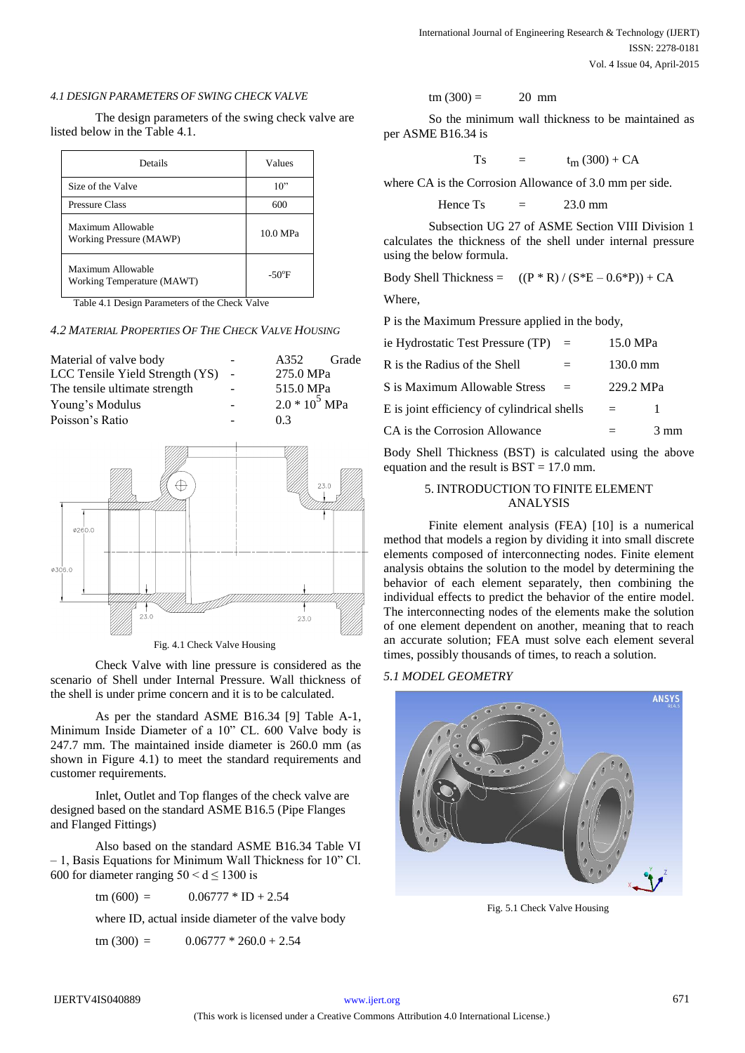#### *4.1 DESIGN PARAMETERS OF SWING CHECK VALVE*

The design parameters of the swing check valve are listed below in the Table 4.1.

| Details | Values |
|---|---|
| Size of the Valve | 10" |
| Pressure Class | 600 |
| Maximum Allowable Working Pressure (MAWP) | 10.0 MPa |
| Maximum Allowable Working Temperature (MAWT) | -50°F |

Table 4.1 Design Parameters of the Check Valve

#### *4.2 MATERIAL PROPERTIES OF THE CHECK VALVE HOUSING*

| | | |
|---|---|---|
| Material of valve body | - | A352 Grade |
| LCC Tensile Yield Strength (YS) | - | 275.0 MPa |
| The tensile ultimate strength | - | 515.0 MPa |
| Young's Modulus | - | $2.0 * 10^5$ MPa |
| Poisson's Ratio | - | 0.3 |

Fig. 4.1 Check Valve Housing

Check Valve with line pressure is considered as the scenario of Shell under Internal Pressure. Wall thickness of the shell is under prime concern and it is to be calculated.

As per the standard ASME B16.34 [9] Table A-1, Minimum Inside Diameter of a 10" CL. 600 Valve body is 247.7 mm. The maintained inside diameter is 260.0 mm (as shown in Figure 4.1) to meet the standard requirements and customer requirements.

Inlet, Outlet and Top flanges of the check valve are designed based on the standard ASME B16.5 (Pipe Flanges and Flanged Fittings)

Also based on the standard ASME B16.34 Table VI – 1, Basis Equations for Minimum Wall Thickness for 10" Cl. 600 for diameter ranging $50 < d \leq 1300$ is

$$t_m (600) = 0.06777 * ID + 2.54$$

where ID, actual inside diameter of the valve body

$$t_m (300) = 0.06777 * 260.0 + 2.54$$

$$t_m (300) = 20 \text{ mm}$$

So the minimum wall thickness to be maintained as per ASME B16.34 is

$$T_s = t_m (300) + CA$$

where CA is the Corrosion Allowance of 3.0 mm per side.

$$\text{Hence } T_s = 23.0 \text{ mm}$$

Subsection UG 27 of ASME Section VIII Division 1 calculates the thickness of the shell under internal pressure using the below formula.

$$\text{Body Shell Thickness} = ((P * R) / (S*E – 0.6*P)) + CA$$

Where,

P is the Maximum Pressure applied in the body,

ie Hydrostatic Test Pressure (TP) = 15.0 MPa

R is the Radius of the Shell = 130.0 mm

S is Maximum Allowable Stress = 229.2 MPa

E is joint efficiency of cylindrical shells = 1

CA is the Corrosion Allowance = 3 mm

Body Shell Thickness (BST) is calculated using the above equation and the result is BST = 17.0 mm.

## 5. INTRODUCTION TO FINITE ELEMENT ANALYSIS

Finite element analysis (FEA) [10] is a numerical method that models a region by dividing it into small discrete elements composed of interconnecting nodes. Finite element analysis obtains the solution to the model by determining the behavior of each element separately, then combining the individual effects to predict the behavior of the entire model. The interconnecting nodes of the elements make the solution of one element dependent on another, meaning that to reach an accurate solution; FEA must solve each element several times, possibly thousands of times, to reach a solution.

#### *5.1 MODEL GEOMETRY*

Fig. 5.1 Check Valve Housing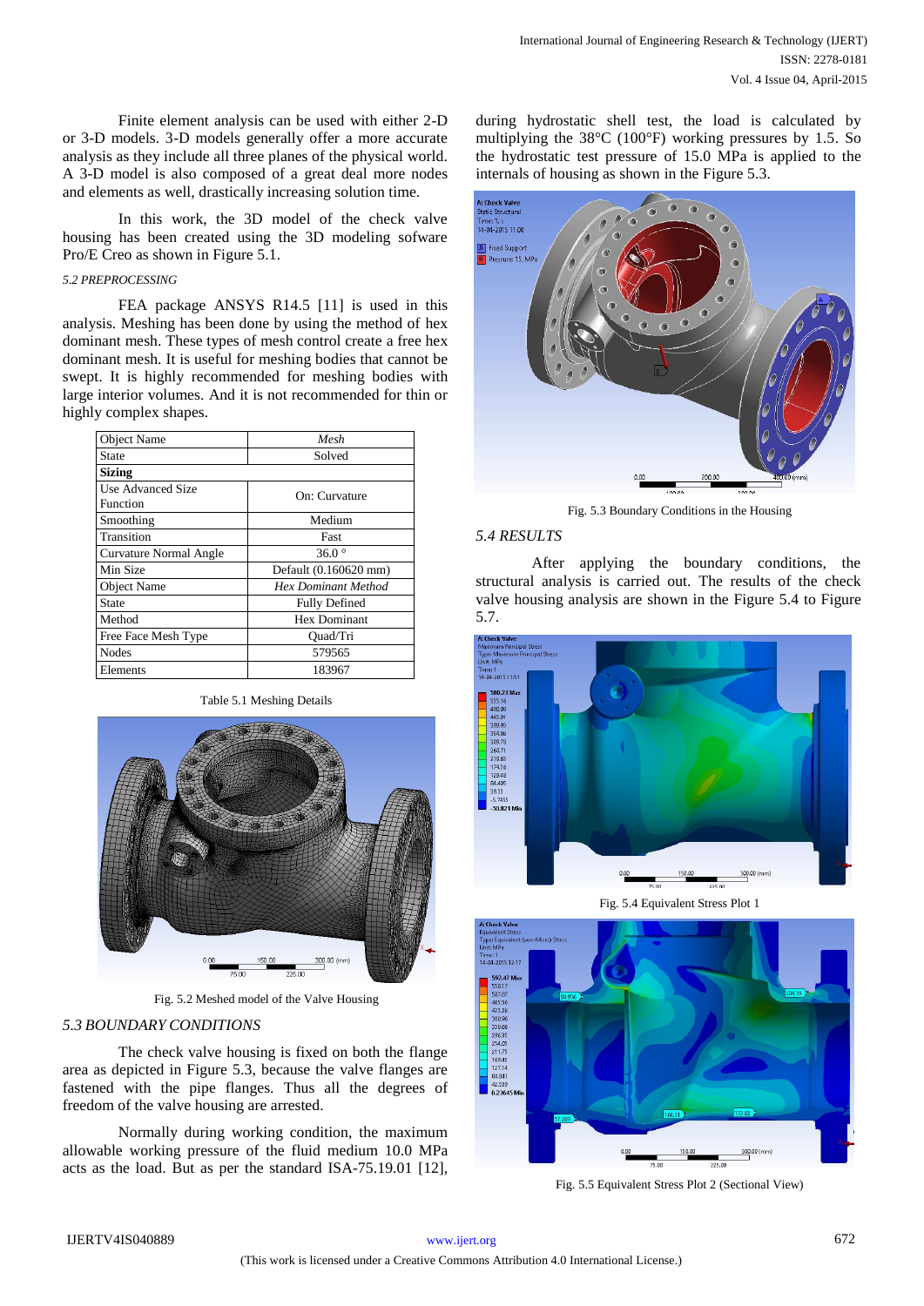Finite element analysis can be used with either 2-D or 3-D models. 3-D models generally offer a more accurate analysis as they include all three planes of the physical world. A 3-D model is also composed of a great deal more nodes and elements as well, drastically increasing solution time.

In this work, the 3D model of the check valve housing has been created using the 3D modeling sofware Pro/E Creo as shown in Figure 5.1.

### 5.2 PREPROCESSING

FEA package ANSYS R14.5 [11] is used in this analysis. Meshing has been done by using the method of hex dominant mesh. These types of mesh control create a free hex dominant mesh. It is useful for meshing bodies that cannot be swept. It is highly recommended for meshing bodies with large interior volumes. And it is not recommended for thin or highly complex shapes.

| Object Name | *Mesh* |
|---|---|
| State | Solved |
| **Sizing** | |
| Use Advanced Size Function | On: Curvature |
| Smoothing | Medium |
| Transition | Fast |
| Curvature Normal Angle | 36.0 ° |
| Min Size | Default (0.160620 mm) |
| Object Name | *Hex Dominant Method* |
| State | Fully Defined |
| Method | Hex Dominant |
| Free Face Mesh Type | Quad/Tri |
| Nodes | 579565 |
| Elements | 183967 |

Table 5.1 Meshing Details

Fig. 5.2 Meshed model of the Valve Housing

### 5.3 BOUNDARY CONDITIONS

The check valve housing is fixed on both the flange area as depicted in Figure 5.3, because the valve flanges are fastened with the pipe flanges. Thus all the degrees of freedom of the valve housing are arrested.

Normally during working condition, the maximum allowable working pressure of the fluid medium 10.0 MPa acts as the load. But as per the standard ISA-75.19.01 [12], during hydrostatic shell test, the load is calculated by multiplying the 38°C (100°F) working pressures by 1.5. So the hydrostatic test pressure of 15.0 MPa is applied to the internals of housing as shown in the Figure 5.3.

Fig. 5.3 Boundary Conditions in the Housing

### 5.4 RESULTS

After applying the boundary conditions, the structural analysis is carried out. The results of the check valve housing analysis are shown in the Figure 5.4 to Figure 5.7.

Fig. 5.4 Equivalent Stress Plot 1

Fig. 5.5 Equivalent Stress Plot 2 (Sectional View)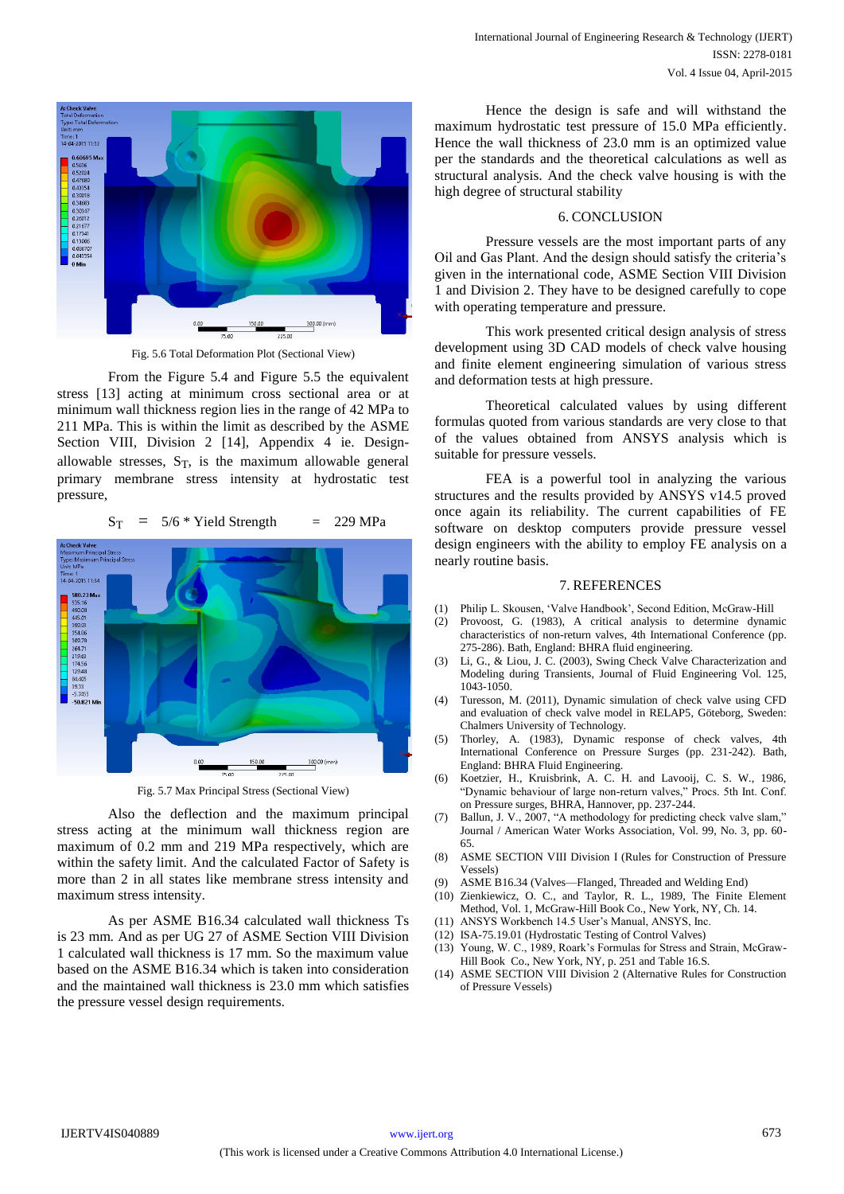A: Check Valve
Total Deformation
Type: Total Deformation
Unit: mm
Time: 1
14-04-2015 11:52

0.60695 Max
0.5636
0.52024
0.47689
0.43354
0.39018
0.34683
0.30347
0.26012
0.21677
0.17341
0.13006
0.086707
0.043354
0 Min

0.00 150.00 300.00 (mm)
75.00 225.00

Fig. 5.6 Total Deformation Plot (Sectional View)

From the Figure 5.4 and Figure 5.5 the equivalent stress [13] acting at minimum cross sectional area or at minimum wall thickness region lies in the range of 42 MPa to 211 MPa. This is within the limit as described by the ASME Section VIII, Division 2 [14], Appendix 4 ie. Design-allowable stresses, $S_T$, is the maximum allowable general primary membrane stress intensity at hydrostatic test pressure,

$$S_T = 5/6 * \text{Yield Strength} = 229 \text{ MPa}$$

A: Check Valve
Maximum Principal Stress
Type: Maximum Principal Stress
Unit: MPa
Time: 1
14-04-2015 11:54

580.23 Max
535.16
490.08
445.01
399.93
354.86
309.78
264.71
219.63
174.56
129.48
84.405
39.33
-5.7453
-50.821 Min

0.00 150.00 300.00 (mm)
75.00 225.00

Fig. 5.7 Max Principal Stress (Sectional View)

Also the deflection and the maximum principal stress acting at the minimum wall thickness region are maximum of 0.2 mm and 219 MPa respectively, which are within the safety limit. And the calculated Factor of Safety is more than 2 in all states like membrane stress intensity and maximum stress intensity.

As per ASME B16.34 calculated wall thickness Ts is 23 mm. And as per UG 27 of ASME Section VIII Division 1 calculated wall thickness is 17 mm. So the maximum value based on the ASME B16.34 which is taken into consideration and the maintained wall thickness is 23.0 mm which satisfies the pressure vessel design requirements.

Hence the design is safe and will withstand the maximum hydrostatic test pressure of 15.0 MPa efficiently. Hence the wall thickness of 23.0 mm is an optimized value per the standards and the theoretical calculations as well as structural analysis. And the check valve housing is with the high degree of structural stability

## 6. CONCLUSION

Pressure vessels are the most important parts of any Oil and Gas Plant. And the design should satisfy the criteria's given in the international code, ASME Section VIII Division 1 and Division 2. They have to be designed carefully to cope with operating temperature and pressure.

This work presented critical design analysis of stress development using 3D CAD models of check valve housing and finite element engineering simulation of various stress and deformation tests at high pressure.

Theoretical calculated values by using different formulas quoted from various standards are very close to that of the values obtained from ANSYS analysis which is suitable for pressure vessels.

FEA is a powerful tool in analyzing the various structures and the results provided by ANSYS v14.5 proved once again its reliability. The current capabilities of FE software on desktop computers provide pressure vessel design engineers with the ability to employ FE analysis on a nearly routine basis.

## 7. REFERENCES

(1) Philip L. Skousen, 'Valve Handbook', Second Edition, McGraw-Hill
(2) Provoost, G. (1983), A critical analysis to determine dynamic characteristics of non-return valves, 4th International Conference (pp. 275-286). Bath, England: BHRA fluid engineering.
(3) Li, G., & Liou, J. C. (2003), Swing Check Valve Characterization and Modeling during Transients, Journal of Fluid Engineering Vol. 125, 1043-1050.
(4) Turesson, M. (2011), Dynamic simulation of check valve using CFD and evaluation of check valve model in RELAP5, Göteborg, Sweden: Chalmers University of Technology.
(5) Thorley, A. (1983), Dynamic response of check valves, 4th International Conference on Pressure Surges (pp. 231-242). Bath, England: BHRA Fluid Engineering.
(6) Koetzier, H., Kruisbrink, A. C. H. and Lavooij, C. S. W., 1986, "Dynamic behaviour of large non-return valves," Procs. 5th Int. Conf. on Pressure surges, BHRA, Hannover, pp. 237-244.
(7) Ballun, J. V., 2007, "A methodology for predicting check valve slam," Journal / American Water Works Association, Vol. 99, No. 3, pp. 60-65.
(8) ASME SECTION VIII Division I (Rules for Construction of Pressure Vessels)
(9) ASME B16.34 (Valves—Flanged, Threaded and Welding End)
(10) Zienkiewicz, O. C., and Taylor, R. L., 1989, The Finite Element Method, Vol. 1, McGraw-Hill Book Co., New York, NY, Ch. 14.
(11) ANSYS Workbench 14.5 User's Manual, ANSYS, Inc.
(12) ISA-75.19.01 (Hydrostatic Testing of Control Valves)
(13) Young, W. C., 1989, Roark's Formulas for Stress and Strain, McGraw-Hill Book Co., New York, NY, p. 251 and Table 16.5.
(14) ASME SECTION VIII Division 2 (Alternative Rules for Construction of Pressure Vessels)